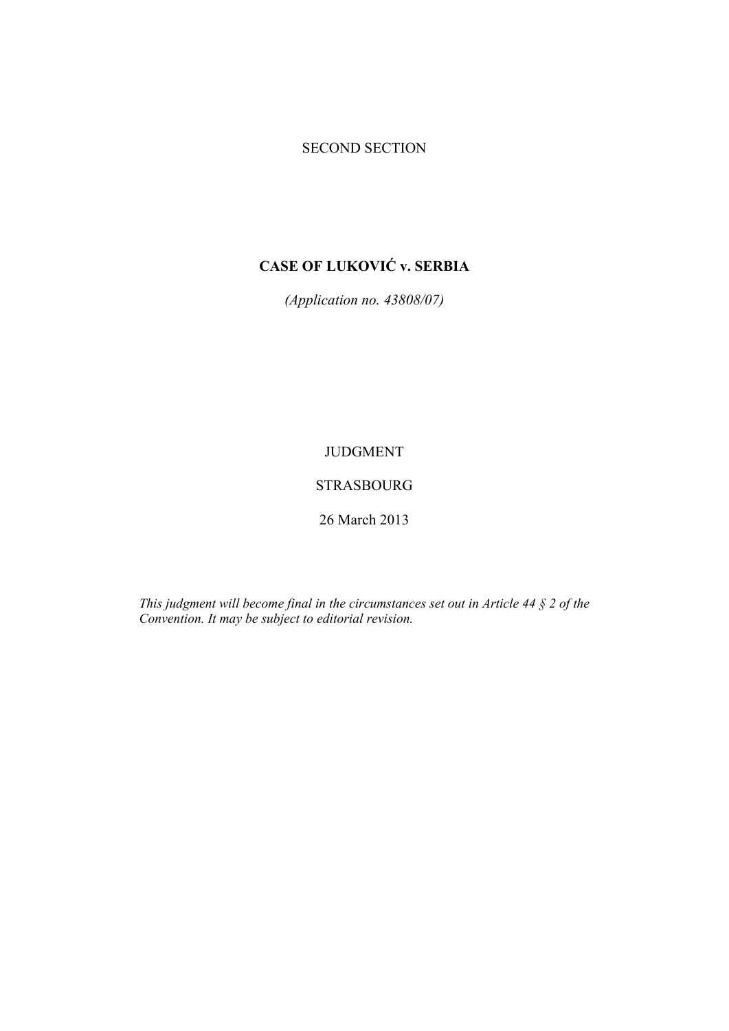SECOND SECTION

# CASE OF LUKOVIĆ v. SERBIA

*(Application no. 43808/07)*

JUDGMENT

STRASBOURG

26 March 2013

*This judgment will become final in the circumstances set out in Article 44 § 2 of the Convention. It may be subject to editorial revision.*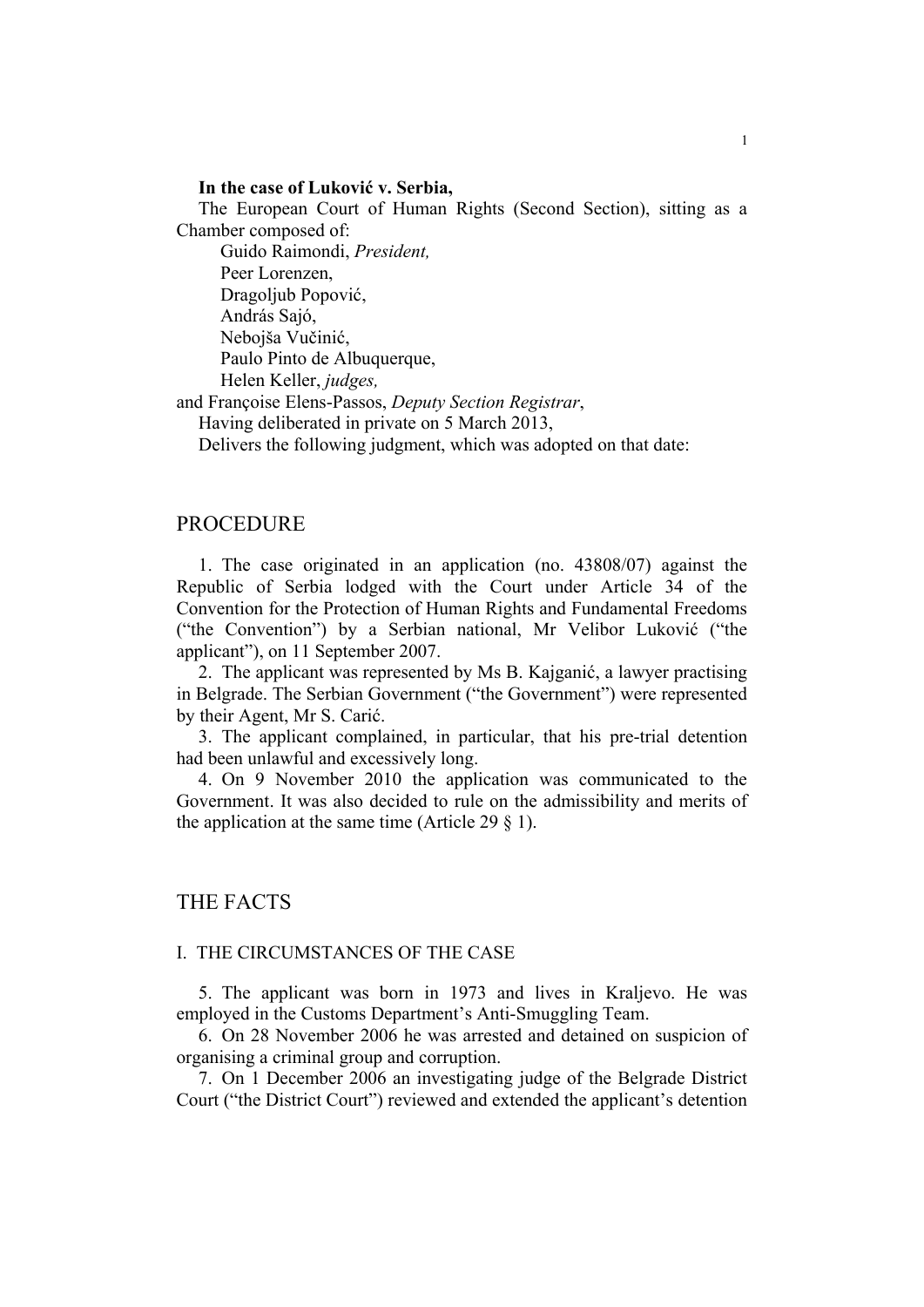**In the case of Luković v. Serbia,**

The European Court of Human Rights (Second Section), sitting as a Chamber composed of:

Guido Raimondi, *President,*
Peer Lorenzen,
Dragoljub Popović,
András Sajó,
Nebojša Vučinić,
Paulo Pinto de Albuquerque,
Helen Keller, *judges,*
and Françoise Elens-Passos, *Deputy Section Registrar*,

Having deliberated in private on 5 March 2013,

Delivers the following judgment, which was adopted on that date:

# PROCEDURE

1. The case originated in an application (no. 43808/07) against the Republic of Serbia lodged with the Court under Article 34 of the Convention for the Protection of Human Rights and Fundamental Freedoms ("the Convention") by a Serbian national, Mr Velibor Luković ("the applicant"), on 11 September 2007.

2. The applicant was represented by Ms B. Kajganić, a lawyer practising in Belgrade. The Serbian Government ("the Government") were represented by their Agent, Mr S. Carić.

3. The applicant complained, in particular, that his pre-trial detention had been unlawful and excessively long.

4. On 9 November 2010 the application was communicated to the Government. It was also decided to rule on the admissibility and merits of the application at the same time (Article 29 § 1).

# THE FACTS

## I. THE CIRCUMSTANCES OF THE CASE

5. The applicant was born in 1973 and lives in Kraljevo. He was employed in the Customs Department's Anti-Smuggling Team.

6. On 28 November 2006 he was arrested and detained on suspicion of organising a criminal group and corruption.

7. On 1 December 2006 an investigating judge of the Belgrade District Court ("the District Court") reviewed and extended the applicant's detention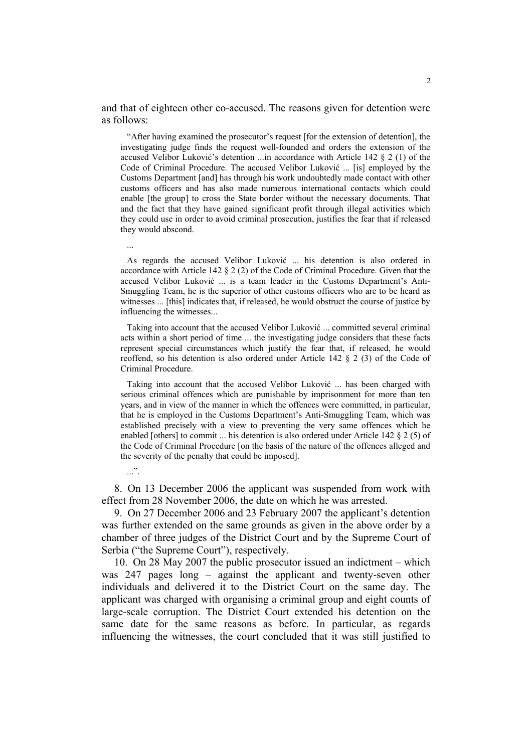and that of eighteen other co-accused. The reasons given for detention were as follows:

> "After having examined the prosecutor's request [for the extension of detention], the investigating judge finds the request well-founded and orders the extension of the accused Velibor Luković's detention ...in accordance with Article 142 § 2 (1) of the Code of Criminal Procedure. The accused Velibor Luković ... [is] employed by the Customs Department [and] has through his work undoubtedly ... made contact with other customs officers and has also made numerous international contacts which could enable [the group] to cross the State border without the necessary documents. That and the fact that they have gained significant profit through illegal activities which they could use in order to avoid criminal prosecution, justifies the fear that if released they would abscond.
>
> ...
>
> As regards the accused Velibor Luković ... his detention is also ordered in accordance with Article 142 § 2 (2) of the Code of Criminal Procedure. Given that the accused Velibor Luković ... is a team leader in the Customs Department's Anti-Smuggling Team, he is the superior of other customs officers who are to be heard as witnesses ... [this] indicates that, if released, he would obstruct the course of justice by influencing the witnesses...
>
> Taking into account that the accused Velibor Luković ... committed several criminal acts within a short period of time ... the investigating judge considers that these facts represent special circumstances which justify the fear that, if released, he would reoffend, so his detention is also ordered under Article 142 § 2 (3) of the Code of Criminal Procedure.
>
> Taking into account that the accused Velibor Luković ... has been charged with serious criminal offences which are punishable by imprisonment for more than ten years, and in view of the manner in which the offences were committed, in particular, that he is employed in the Customs Department's Anti-Smuggling Team, which was established precisely with a view to preventing the very same offences which he enabled [others] to commit ... his detention is also ordered under Article 142 § 2 (5) of the Code of Criminal Procedure [on the basis of the nature of the offences alleged and the severity of the penalty that could be imposed].
>
> ...".

8. On 13 December 2006 the applicant was suspended from work with effect from 28 November 2006, the date on which he was arrested.

9. On 27 December 2006 and 23 February 2007 the applicant's detention was further extended on the same grounds as given in the above order by a chamber of three judges of the District Court and by the Supreme Court of Serbia ("the Supreme Court"), respectively.

10. On 28 May 2007 the public prosecutor issued an indictment – which was 247 pages long – against the applicant and twenty-seven other individuals and delivered it to the District Court on the same day. The applicant was charged with organising a criminal group and eight counts of large-scale corruption. The District Court extended his detention on the same date for the same reasons as before. In particular, as regards influencing the witnesses, the court concluded that it was still justified to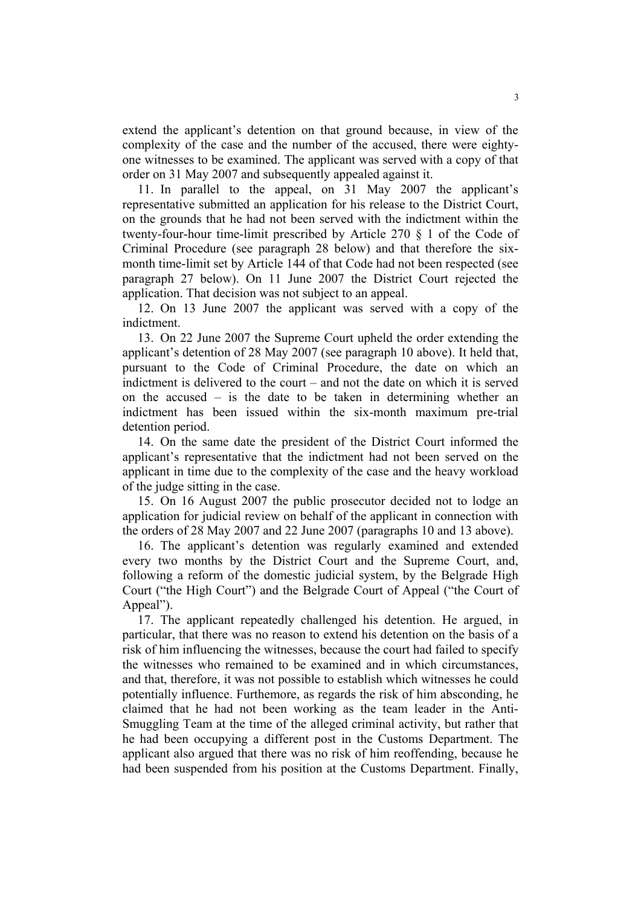extend the applicant's detention on that ground because, in view of the complexity of the case and the number of the accused, there were eighty-one witnesses to be examined. The applicant was served with a copy of that order on 31 May 2007 and subsequently appealed against it.

11. In parallel to the appeal, on 31 May 2007 the applicant's representative submitted an application for his release to the District Court, on the grounds that he had not been served with the indictment within the twenty-four-hour time-limit prescribed by Article 270 § 1 of the Code of Criminal Procedure (see paragraph 28 below) and that therefore the six-month time-limit set by Article 144 of that Code had not been respected (see paragraph 27 below). On 11 June 2007 the District Court rejected the application. That decision was not subject to an appeal.

12. On 13 June 2007 the applicant was served with a copy of the indictment.

13. On 22 June 2007 the Supreme Court upheld the order extending the applicant's detention of 28 May 2007 (see paragraph 10 above). It held that, pursuant to the Code of Criminal Procedure, the date on which an indictment is delivered to the court – and not the date on which it is served on the accused – is the date to be taken in determining whether an indictment has been issued within the six-month maximum pre-trial detention period.

14. On the same date the president of the District Court informed the applicant's representative that the indictment had not been served on the applicant in time due to the complexity of the case and the heavy workload of the judge sitting in the case.

15. On 16 August 2007 the public prosecutor decided not to lodge an application for judicial review on behalf of the applicant in connection with the orders of 28 May 2007 and 22 June 2007 (paragraphs 10 and 13 above).

16. The applicant's detention was regularly examined and extended every two months by the District Court and the Supreme Court, and, following a reform of the domestic judicial system, by the Belgrade High Court ("the High Court") and the Belgrade Court of Appeal ("the Court of Appeal").

17. The applicant repeatedly challenged his detention. He argued, in particular, that there was no reason to extend his detention on the basis of a risk of him influencing the witnesses, because the court had failed to specify the witnesses who remained to be examined and in which circumstances, and that, therefore, it was not possible to establish which witnesses he could potentially influence. Furthermore, as regards the risk of him absconding, he claimed that he had not been working as the team leader in the Anti-Smuggling Team at the time of the alleged criminal activity, but rather that he had been occupying a different post in the Customs Department. The applicant also argued that there was no risk of him reoffending, because he had been suspended from his position at the Customs Department. Finally,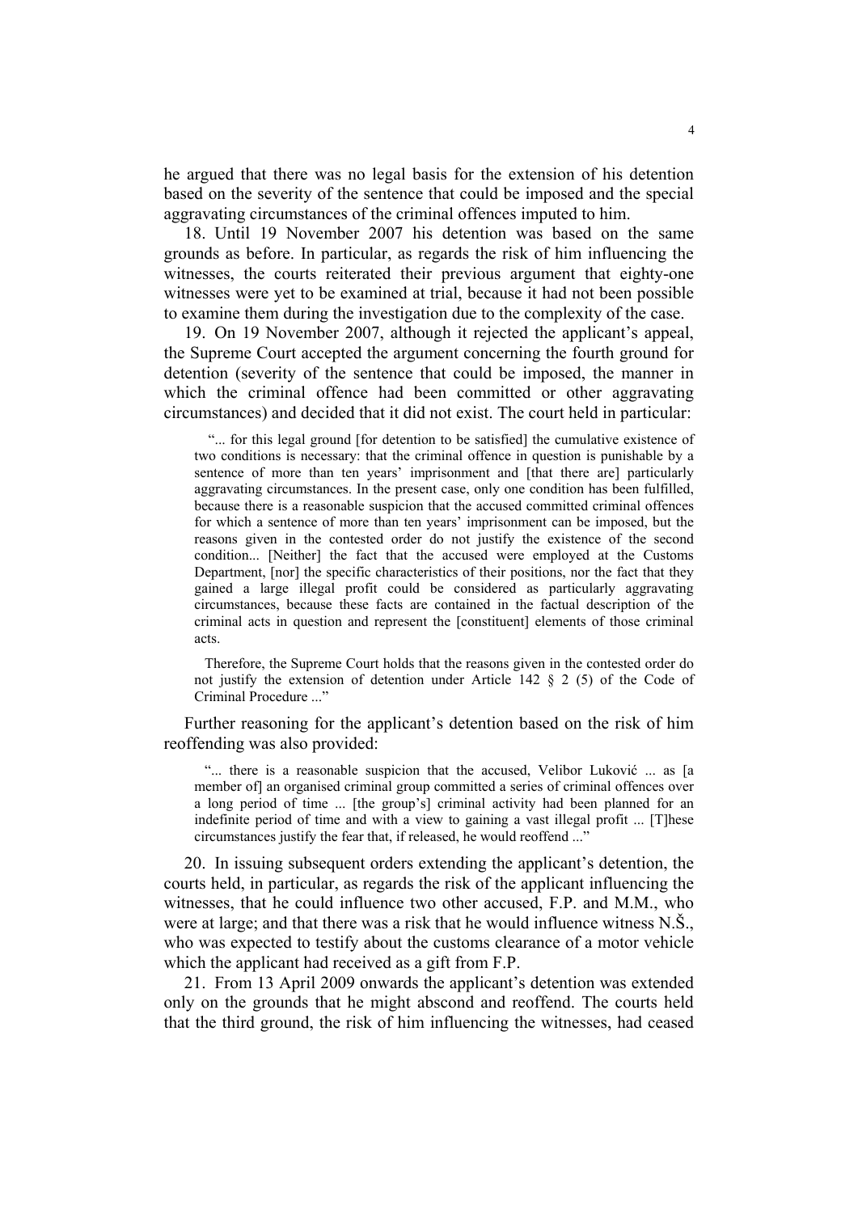he argued that there was no legal basis for the extension of his detention based on the severity of the sentence that could be imposed and the special aggravating circumstances of the criminal offences imputed to him.

18. Until 19 November 2007 his detention was based on the same grounds as before. In particular, as regards the risk of him influencing the witnesses, the courts reiterated their previous argument that eighty-one witnesses were yet to be examined at trial, because it had not been possible to examine them during the investigation due to the complexity of the case.

19. On 19 November 2007, although it rejected the applicant's appeal, the Supreme Court accepted the argument concerning the fourth ground for detention (severity of the sentence that could be imposed, the manner in which the criminal offence had been committed or other aggravating circumstances) and decided that it did not exist. The court held in particular:

> "... for this legal ground [for detention to be satisfied] the cumulative existence of two conditions is necessary: that the criminal offence in question is punishable by a sentence of more than ten years' imprisonment and [that there are] particularly aggravating circumstances. In the present case, only one condition has been fulfilled, because there is a reasonable suspicion that the accused committed criminal offences for which a sentence of more than ten years' imprisonment can be imposed, but the reasons given in the contested order do not justify the existence of the second condition... [Neither] the fact that the accused were employed at the Customs Department, [nor] the specific characteristics of their positions, nor the fact that they gained a large illegal profit could be considered as particularly aggravating circumstances, because these facts are contained in the factual description of the criminal acts in question and represent the [constituent] elements of those criminal acts.
>
> Therefore, the Supreme Court holds that the reasons given in the contested order do not justify the extension of detention under Article 142 § 2 (5) of the Code of Criminal Procedure ..."

Further reasoning for the applicant's detention based on the risk of him reoffending was also provided:

> "... there is a reasonable suspicion that the accused, Velibor Luković ... as [a member of] an organised criminal group committed a series of criminal offences over a long period of time ... [the group's] criminal activity had been planned for an indefinite period of time and with a view to gaining a vast illegal profit ... [T]hese circumstances justify the fear that, if released, he would reoffend ..."

20. In issuing subsequent orders extending the applicant's detention, the courts held, in particular, as regards the risk of the applicant influencing the witnesses, that he could influence two other accused, F.P. and M.M., who were at large; and that there was a risk that he would influence witness N.Š., who was expected to testify about the customs clearance of a motor vehicle which the applicant had received as a gift from F.P.

21. From 13 April 2009 onwards the applicant's detention was extended only on the grounds that he might abscond and reoffend. The courts held that the third ground, the risk of him influencing the witnesses, had ceased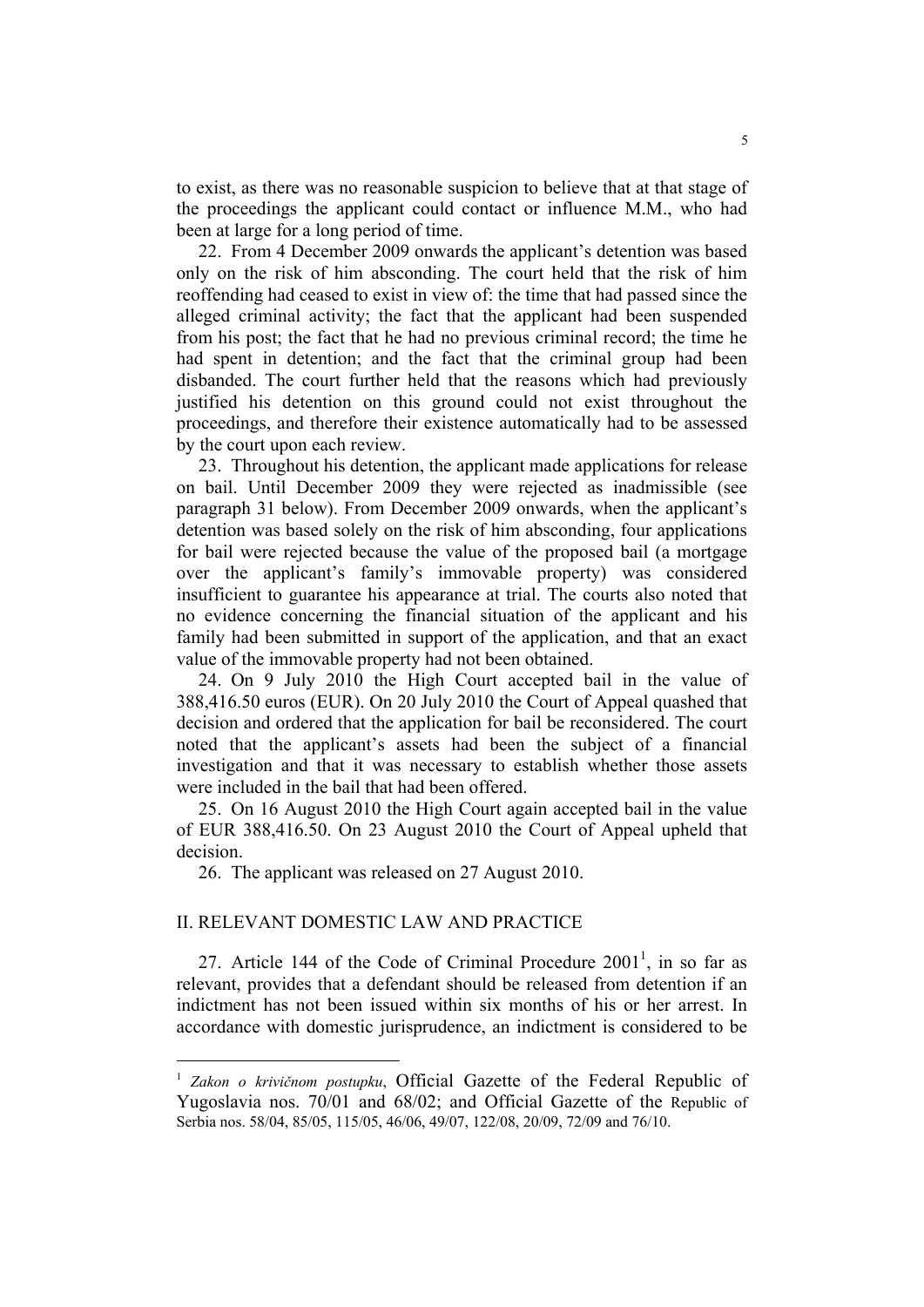to exist, as there was no reasonable suspicion to believe that at that stage of the proceedings the applicant could contact or influence M.M., who had been at large for a long period of time.

22. From 4 December 2009 onwards the applicant's detention was based only on the risk of him absconding. The court held that the risk of him reoffending had ceased to exist in view of: the time that had passed since the alleged criminal activity; the fact that the applicant had been suspended from his post; the fact that he had no previous criminal record; the time he had spent in detention; and the fact that the criminal group had been disbanded. The court further held that the reasons which had previously justified his detention on this ground could not exist throughout the proceedings, and therefore their existence automatically had to be assessed by the court upon each review.

23. Throughout his detention, the applicant made applications for release on bail. Until December 2009 they were rejected as inadmissible (see paragraph 31 below). From December 2009 onwards, when the applicant's detention was based solely on the risk of him absconding, four applications for bail were rejected because the value of the proposed bail (a mortgage over the applicant's family's immovable property) was considered insufficient to guarantee his appearance at trial. The courts also noted that no evidence concerning the financial situation of the applicant and his family had been submitted in support of the application, and that an exact value of the immovable property had not been obtained.

24. On 9 July 2010 the High Court accepted bail in the value of 388,416.50 euros (EUR). On 20 July 2010 the Court of Appeal quashed that decision and ordered that the application for bail be reconsidered. The court noted that the applicant's assets had been the subject of a financial investigation and that it was necessary to establish whether those assets were included in the bail that had been offered.

25. On 16 August 2010 the High Court again accepted bail in the value of EUR 388,416.50. On 23 August 2010 the Court of Appeal upheld that decision.

26. The applicant was released on 27 August 2010.

## II. RELEVANT DOMESTIC LAW AND PRACTICE

27. Article 144 of the Code of Criminal Procedure 2001[1], in so far as relevant, provides that a defendant should be released from detention if an indictment has not been issued within six months of his or her arrest. In accordance with domestic jurisprudence, an indictment is considered to be

[1] *Zakon o krivičnom postupku*, Official Gazette of the Federal Republic of Yugoslavia nos. 70/01 and 68/02; and Official Gazette of the Republic of Serbia nos. 58/04, 85/05, 115/05, 46/06, 49/07, 122/08, 20/09, 72/09 and 76/10.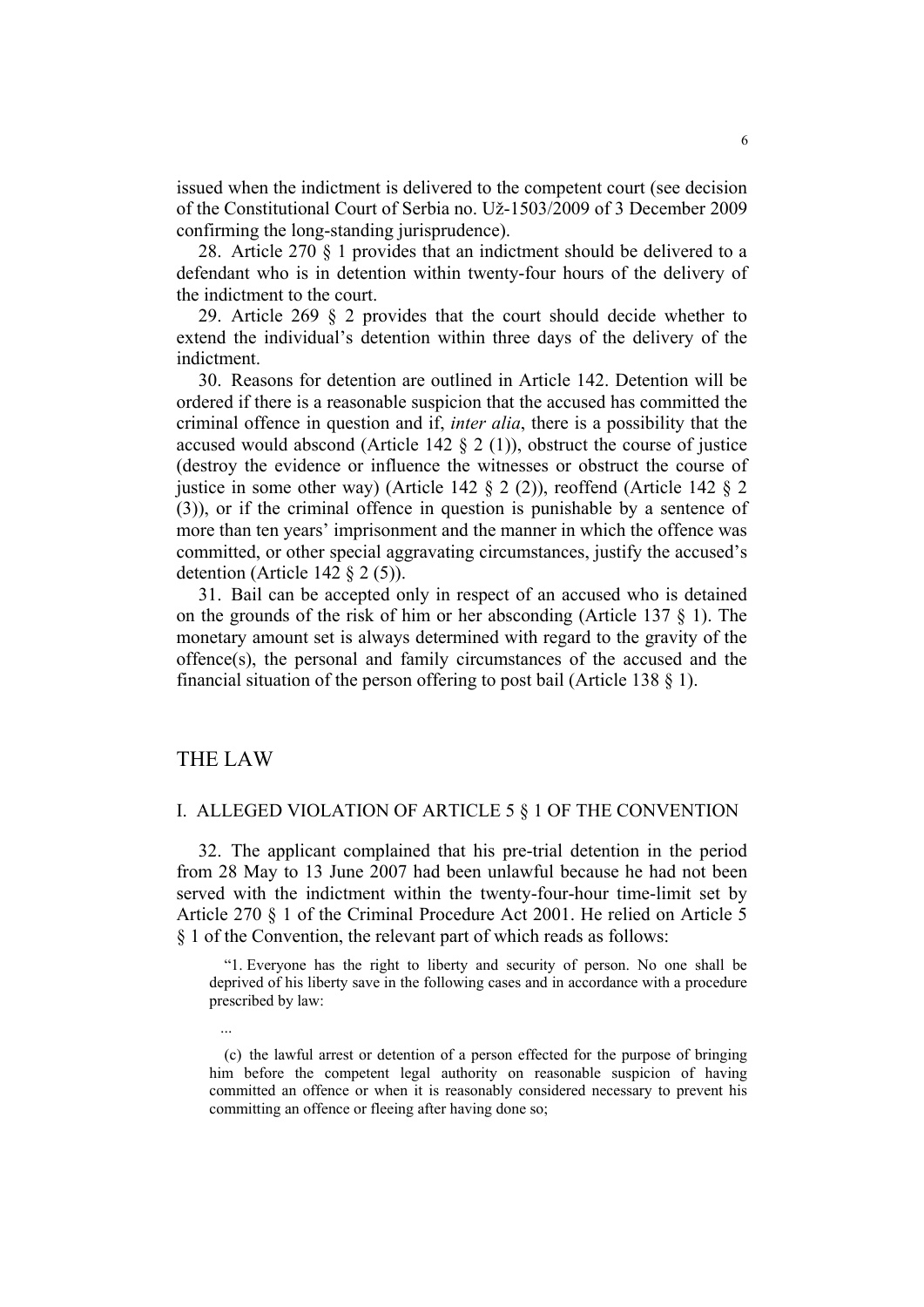issued when the indictment is delivered to the competent court (see decision of the Constitutional Court of Serbia no. Už-1503/2009 of 3 December 2009 confirming the long-standing jurisprudence).

28. Article 270 § 1 provides that an indictment should be delivered to a defendant who is in detention within twenty-four hours of the delivery of the indictment to the court.

29. Article 269 § 2 provides that the court should decide whether to extend the individual's detention within three days of the delivery of the indictment.

30. Reasons for detention are outlined in Article 142. Detention will be ordered if there is a reasonable suspicion that the accused has committed the criminal offence in question and if, *inter alia*, there is a possibility that the accused would abscond (Article 142 § 2 (1)), obstruct the course of justice (destroy the evidence or influence the witnesses or obstruct the course of justice in some other way) (Article 142 § 2 (2)), reoffend (Article 142 § 2 (3)), or if the criminal offence in question is punishable by a sentence of more than ten years' imprisonment and the manner in which the offence was committed, or other special aggravating circumstances, justify the accused's detention (Article 142 § 2 (5)).

31. Bail can be accepted only in respect of an accused who is detained on the grounds of the risk of him or her absconding (Article 137 § 1). The monetary amount set is always determined with regard to the gravity of the offence(s), the personal and family circumstances of the accused and the financial situation of the person offering to post bail (Article 138 § 1).

# THE LAW

## I. ALLEGED VIOLATION OF ARTICLE 5 § 1 OF THE CONVENTION

32. The applicant complained that his pre-trial detention in the period from 28 May to 13 June 2007 had been unlawful because he had not been served with the indictment within the twenty-four-hour time-limit set by Article 270 § 1 of the Criminal Procedure Act 2001. He relied on Article 5 § 1 of the Convention, the relevant part of which reads as follows:

> "1. Everyone has the right to liberty and security of person. No one shall be deprived of his liberty save in the following cases and in accordance with a procedure prescribed by law:
>
> ...
>
> (c) the lawful arrest or detention of a person effected for the purpose of bringing him before the competent legal authority on reasonable suspicion of having committed an offence or when it is reasonably considered necessary to prevent his committing an offence or fleeing after having done so;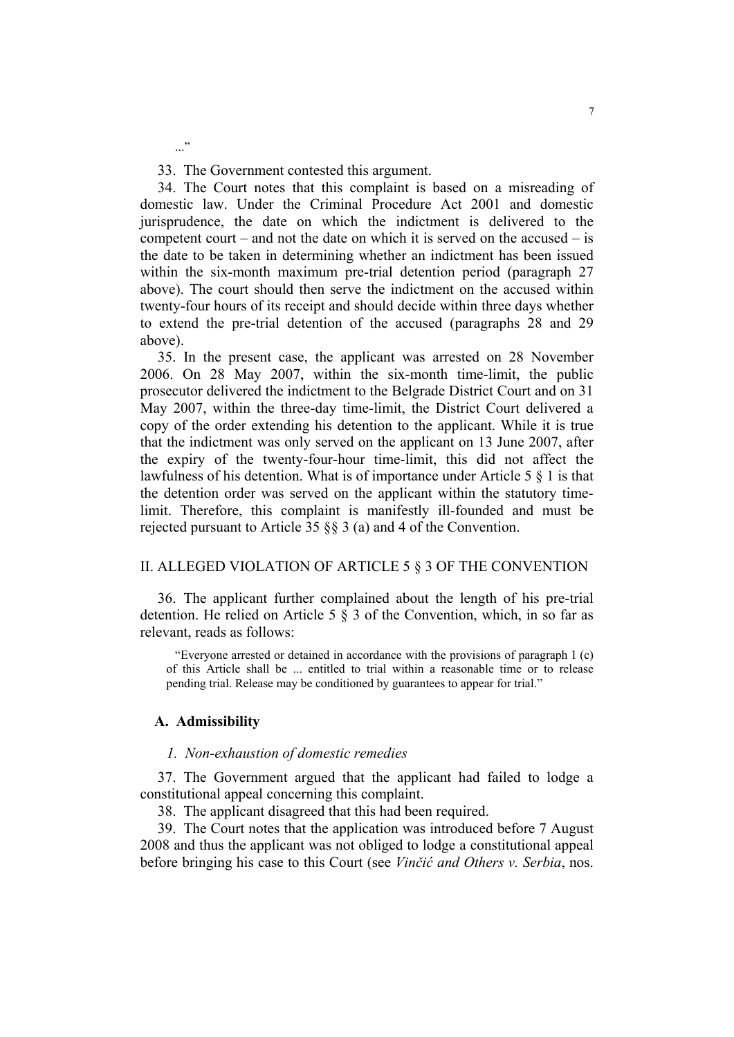..."

33. The Government contested this argument.

34. The Court notes that this complaint is based on a misreading of domestic law. Under the Criminal Procedure Act 2001 and domestic jurisprudence, the date on which the indictment is delivered to the competent court – and not the date on which it is served on the accused – is the date to be taken in determining whether an indictment has been issued within the six-month maximum pre-trial detention period (paragraph 27 above). The court should then serve the indictment on the accused within twenty-four hours of its receipt and should decide within three days whether to extend the pre-trial detention of the accused (paragraphs 28 and 29 above).

35. In the present case, the applicant was arrested on 28 November 2006. On 28 May 2007, within the six-month time-limit, the public prosecutor delivered the indictment to the Belgrade District Court and on 31 May 2007, within the three-day time-limit, the District Court delivered a copy of the order extending his detention to the applicant. While it is true that the indictment was only served on the applicant on 13 June 2007, after the expiry of the twenty-four-hour time-limit, this did not affect the lawfulness of his detention. What is of importance under Article 5 § 1 is that the detention order was served on the applicant within the statutory time-limit. Therefore, this complaint is manifestly ill-founded and must be rejected pursuant to Article 35 §§ 3 (a) and 4 of the Convention.

## II. ALLEGED VIOLATION OF ARTICLE 5 § 3 OF THE CONVENTION

36. The applicant further complained about the length of his pre-trial detention. He relied on Article 5 § 3 of the Convention, which, in so far as relevant, reads as follows:

> "Everyone arrested or detained in accordance with the provisions of paragraph 1 (c) of this Article shall be ... entitled to trial within a reasonable time or to release pending trial. Release may be conditioned by guarantees to appear for trial."

### A. Admissibility

#### *1. Non-exhaustion of domestic remedies*

37. The Government argued that the applicant had failed to lodge a constitutional appeal concerning this complaint.

38. The applicant disagreed that this had been required.

39. The Court notes that the application was introduced before 7 August 2008 and thus the applicant was not obliged to lodge a constitutional appeal before bringing his case to this Court (see *Vinčić and Others v. Serbia*, nos.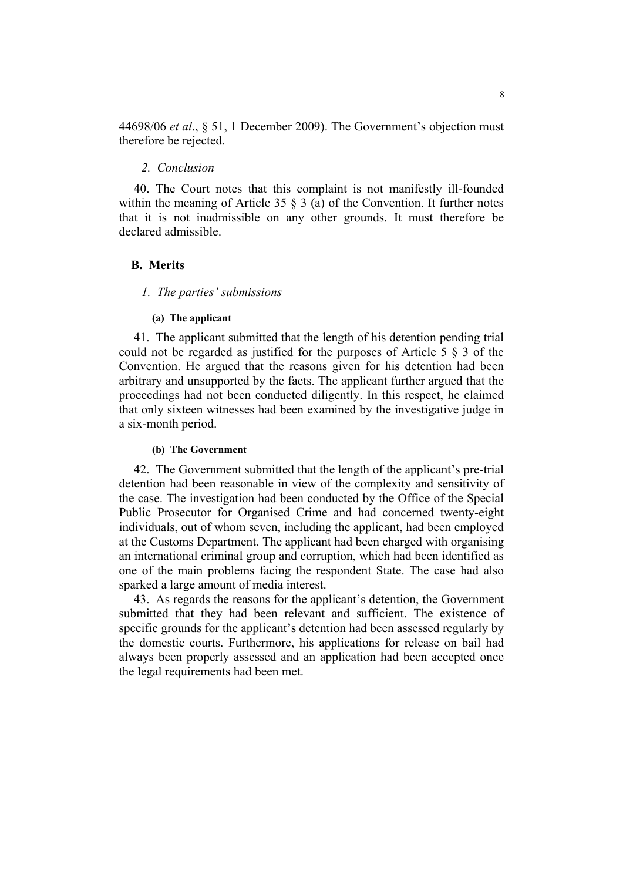44698/06 *et al*., § 51, 1 December 2009). The Government's objection must therefore be rejected.

### *2. Conclusion*

40. The Court notes that this complaint is not manifestly ill-founded within the meaning of Article 35 § 3 (a) of the Convention. It further notes that it is not inadmissible on any other grounds. It must therefore be declared admissible.

## B. Merits

### *1. The parties' submissions*

#### (a) The applicant

41. The applicant submitted that the length of his detention pending trial could not be regarded as justified for the purposes of Article 5 § 3 of the Convention. He argued that the reasons given for his detention had been arbitrary and unsupported by the facts. The applicant further argued that the proceedings had not been conducted diligently. In this respect, he claimed that only sixteen witnesses had been examined by the investigative judge in a six-month period.

#### (b) The Government

42. The Government submitted that the length of the applicant's pre-trial detention had been reasonable in view of the complexity and sensitivity of the case. The investigation had been conducted by the Office of the Special Public Prosecutor for Organised Crime and had concerned twenty-eight individuals, out of whom seven, including the applicant, had been employed at the Customs Department. The applicant had been charged with organising an international criminal group and corruption, which had been identified as one of the main problems facing the respondent State. The case had also sparked a large amount of media interest.

43. As regards the reasons for the applicant's detention, the Government submitted that they had been relevant and sufficient. The existence of specific grounds for the applicant's detention had been assessed regularly by the domestic courts. Furthermore, his applications for release on bail had always been properly assessed and an application had been accepted once the legal requirements had been met.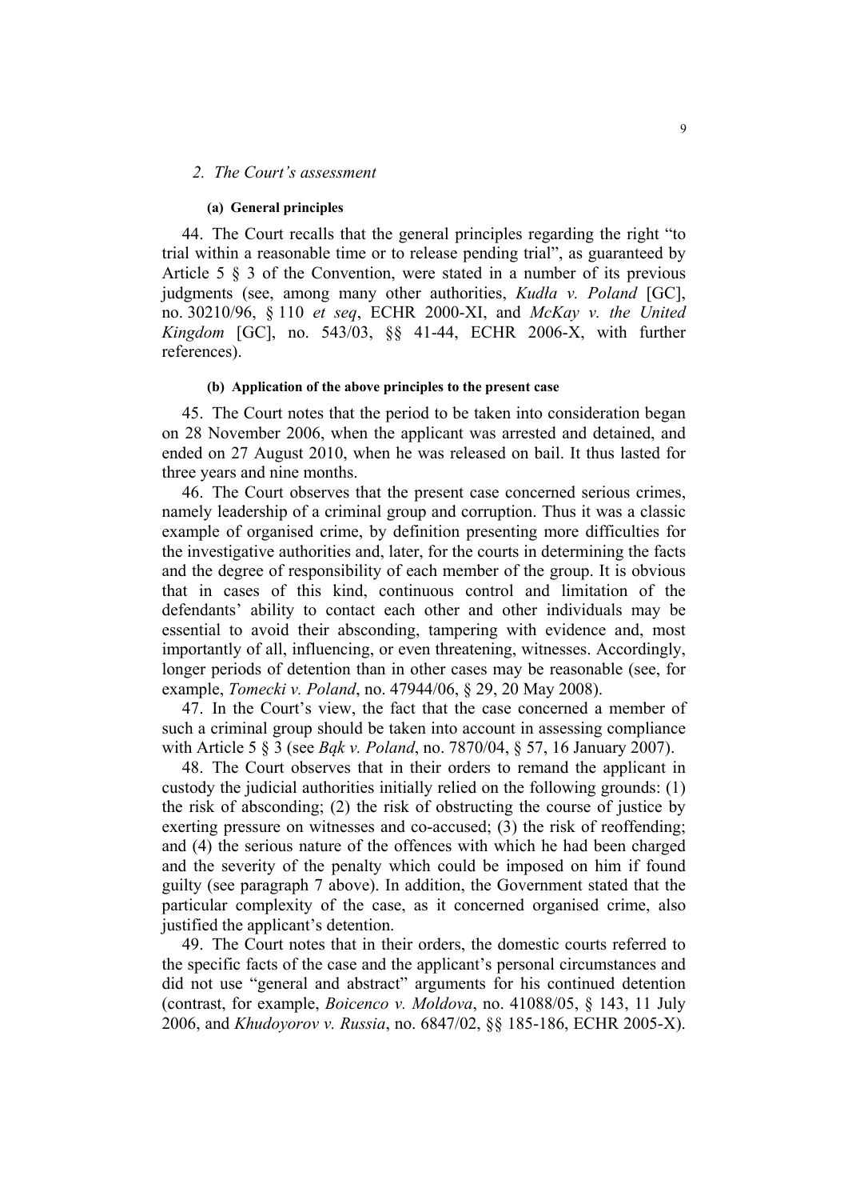### 2. *The Court's assessment*

#### (a) General principles

44. The Court recalls that the general principles regarding the right "to trial within a reasonable time or to release pending trial", as guaranteed by Article 5 § 3 of the Convention, were stated in a number of its previous judgments (see, among many other authorities, *Kudła v. Poland* [GC], no. 30210/96, § 110 *et seq*, ECHR 2000-XI, and *McKay v. the United Kingdom* [GC], no. 543/03, §§ 41-44, ECHR 2006-X, with further references).

#### (b) Application of the above principles to the present case

45. The Court notes that the period to be taken into consideration began on 28 November 2006, when the applicant was arrested and detained, and ended on 27 August 2010, when he was released on bail. It thus lasted for three years and nine months.

46. The Court observes that the present case concerned serious crimes, namely leadership of a criminal group and corruption. Thus it was a classic example of organised crime, by definition presenting more difficulties for the investigative authorities and, later, for the courts in determining the facts and the degree of responsibility of each member of the group. It is obvious that in cases of this kind, continuous control and limitation of the defendants' ability to contact each other and other individuals may be essential to avoid their absconding, tampering with evidence and, most importantly of all, influencing, or even threatening, witnesses. Accordingly, longer periods of detention than in other cases may be reasonable (see, for example, *Tomecki v. Poland*, no. 47944/06, § 29, 20 May 2008).

47. In the Court's view, the fact that the case concerned a member of such a criminal group should be taken into account in assessing compliance with Article 5 § 3 (see *Bąk v. Poland*, no. 7870/04, § 57, 16 January 2007).

48. The Court observes that in their orders to remand the applicant in custody the judicial authorities initially relied on the following grounds: (1) the risk of absconding; (2) the risk of obstructing the course of justice by exerting pressure on witnesses and co-accused; (3) the risk of reoffending; and (4) the serious nature of the offences with which he had been charged and the severity of the penalty which could be imposed on him if found guilty (see paragraph 7 above). In addition, the Government stated that the particular complexity of the case, as it concerned organised crime, also justified the applicant's detention.

49. The Court notes that in their orders, the domestic courts referred to the specific facts of the case and the applicant's personal circumstances and did not use "general and abstract" arguments for his continued detention (contrast, for example, *Boicenco v. Moldova*, no. 41088/05, § 143, 11 July 2006, and *Khudoyorov v. Russia*, no. 6847/02, §§ 185-186, ECHR 2005-X).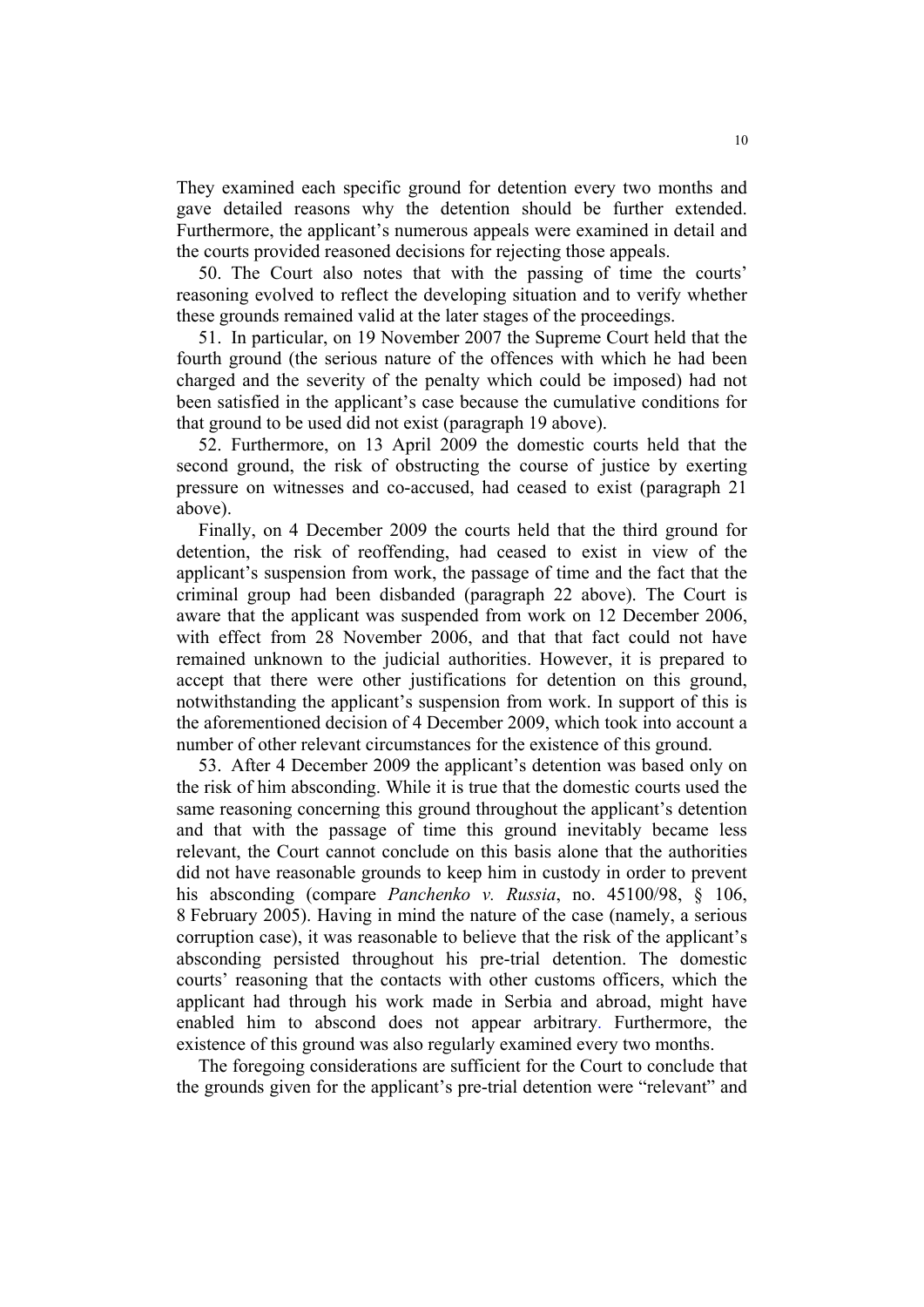They examined each specific ground for detention every two months and gave detailed reasons why the detention should be further extended. Furthermore, the applicant's numerous appeals were examined in detail and the courts provided reasoned decisions for rejecting those appeals.

50. The Court also notes that with the passing of time the courts' reasoning evolved to reflect the developing situation and to verify whether these grounds remained valid at the later stages of the proceedings.

51. In particular, on 19 November 2007 the Supreme Court held that the fourth ground (the serious nature of the offences with which he had been charged and the severity of the penalty which could be imposed) had not been satisfied in the applicant's case because the cumulative conditions for that ground to be used did not exist (paragraph 19 above).

52. Furthermore, on 13 April 2009 the domestic courts held that the second ground, the risk of obstructing the course of justice by exerting pressure on witnesses and co-accused, had ceased to exist (paragraph 21 above).

Finally, on 4 December 2009 the courts held that the third ground for detention, the risk of reoffending, had ceased to exist in view of the applicant's suspension from work, the passage of time and the fact that the criminal group had been disbanded (paragraph 22 above). The Court is aware that the applicant was suspended from work on 12 December 2006, with effect from 28 November 2006, and that that fact could not have remained unknown to the judicial authorities. However, it is prepared to accept that there were other justifications for detention on this ground, notwithstanding the applicant's suspension from work. In support of this is the aforementioned decision of 4 December 2009, which took into account a number of other relevant circumstances for the existence of this ground.

53. After 4 December 2009 the applicant's detention was based only on the risk of him absconding. While it is true that the domestic courts used the same reasoning concerning this ground throughout the applicant's detention and that with the passage of time this ground inevitably became less relevant, the Court cannot conclude on this basis alone that the authorities did not have reasonable grounds to keep him in custody in order to prevent his absconding (compare *Panchenko v. Russia*, no. 45100/98, § 106, 8 February 2005). Having in mind the nature of the case (namely, a serious corruption case), it was reasonable to believe that the risk of the applicant's absconding persisted throughout his pre-trial detention. The domestic courts' reasoning that the contacts with other customs officers, which the applicant had through his work made in Serbia and abroad, might have enabled him to abscond does not appear arbitrary. Furthermore, the existence of this ground was also regularly examined every two months.

The foregoing considerations are sufficient for the Court to conclude that the grounds given for the applicant's pre-trial detention were "relevant" and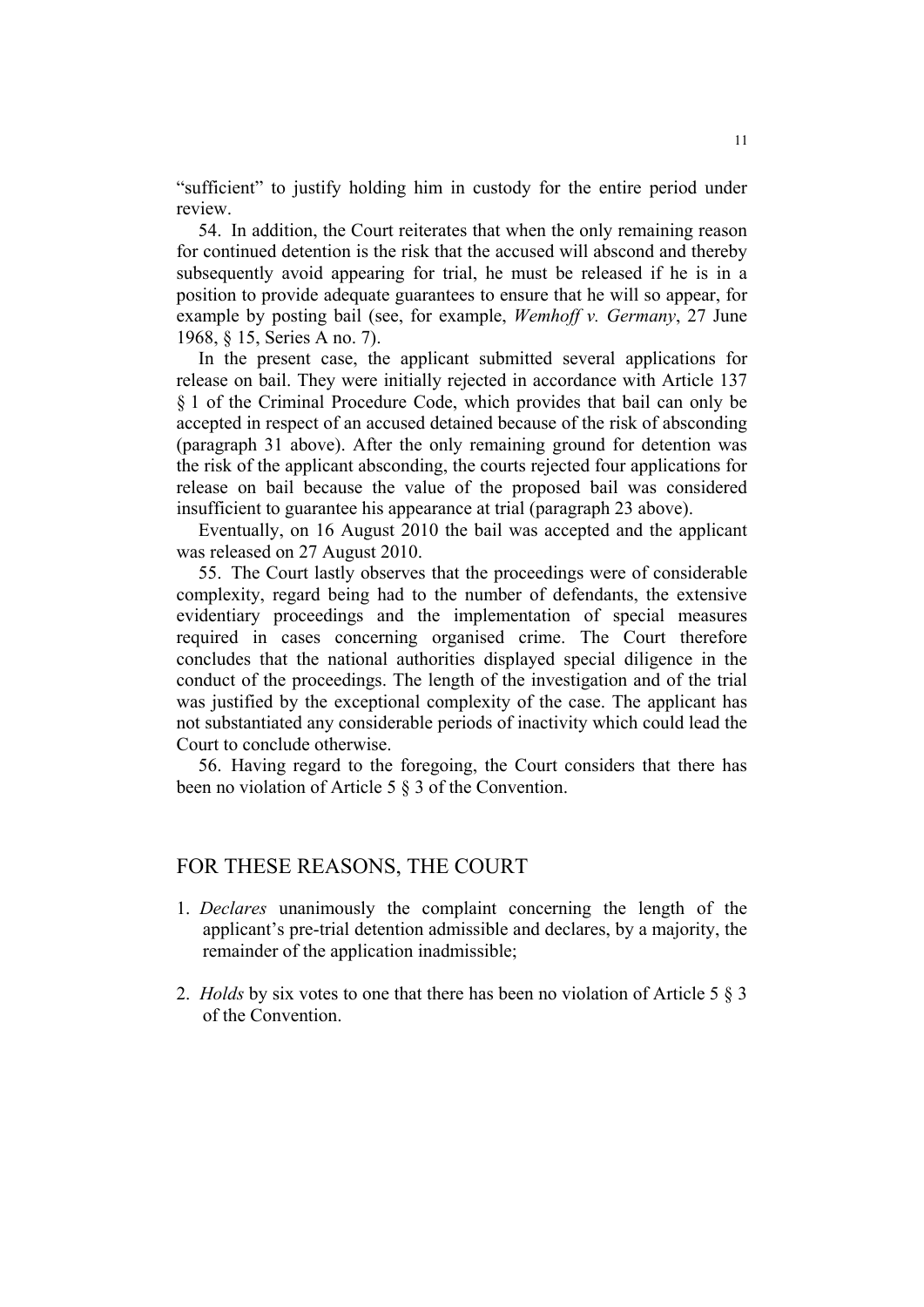"sufficient" to justify holding him in custody for the entire period under review.

54. In addition, the Court reiterates that when the only remaining reason for continued detention is the risk that the accused will abscond and thereby subsequently avoid appearing for trial, he must be released if he is in a position to provide adequate guarantees to ensure that he will so appear, for example by posting bail (see, for example, *Wemhoff v. Germany*, 27 June 1968, § 15, Series A no. 7).

In the present case, the applicant submitted several applications for release on bail. They were initially rejected in accordance with Article 137 § 1 of the Criminal Procedure Code, which provides that bail can only be accepted in respect of an accused detained because of the risk of absconding (paragraph 31 above). After the only remaining ground for detention was the risk of the applicant absconding, the courts rejected four applications for release on bail because the value of the proposed bail was considered insufficient to guarantee his appearance at trial (paragraph 23 above).

Eventually, on 16 August 2010 the bail was accepted and the applicant was released on 27 August 2010.

55. The Court lastly observes that the proceedings were of considerable complexity, regard being had to the number of defendants, the extensive evidentiary proceedings and the implementation of special measures required in cases concerning organised crime. The Court therefore concludes that the national authorities displayed special diligence in the conduct of the proceedings. The length of the investigation and of the trial was justified by the exceptional complexity of the case. The applicant has not substantiated any considerable periods of inactivity which could lead the Court to conclude otherwise.

56. Having regard to the foregoing, the Court considers that there has been no violation of Article 5 § 3 of the Convention.

## FOR THESE REASONS, THE COURT

1. *Declares* unanimously the complaint concerning the length of the applicant's pre-trial detention admissible and declares, by a majority, the remainder of the application inadmissible;

2. *Holds* by six votes to one that there has been no violation of Article 5 § 3 of the Convention.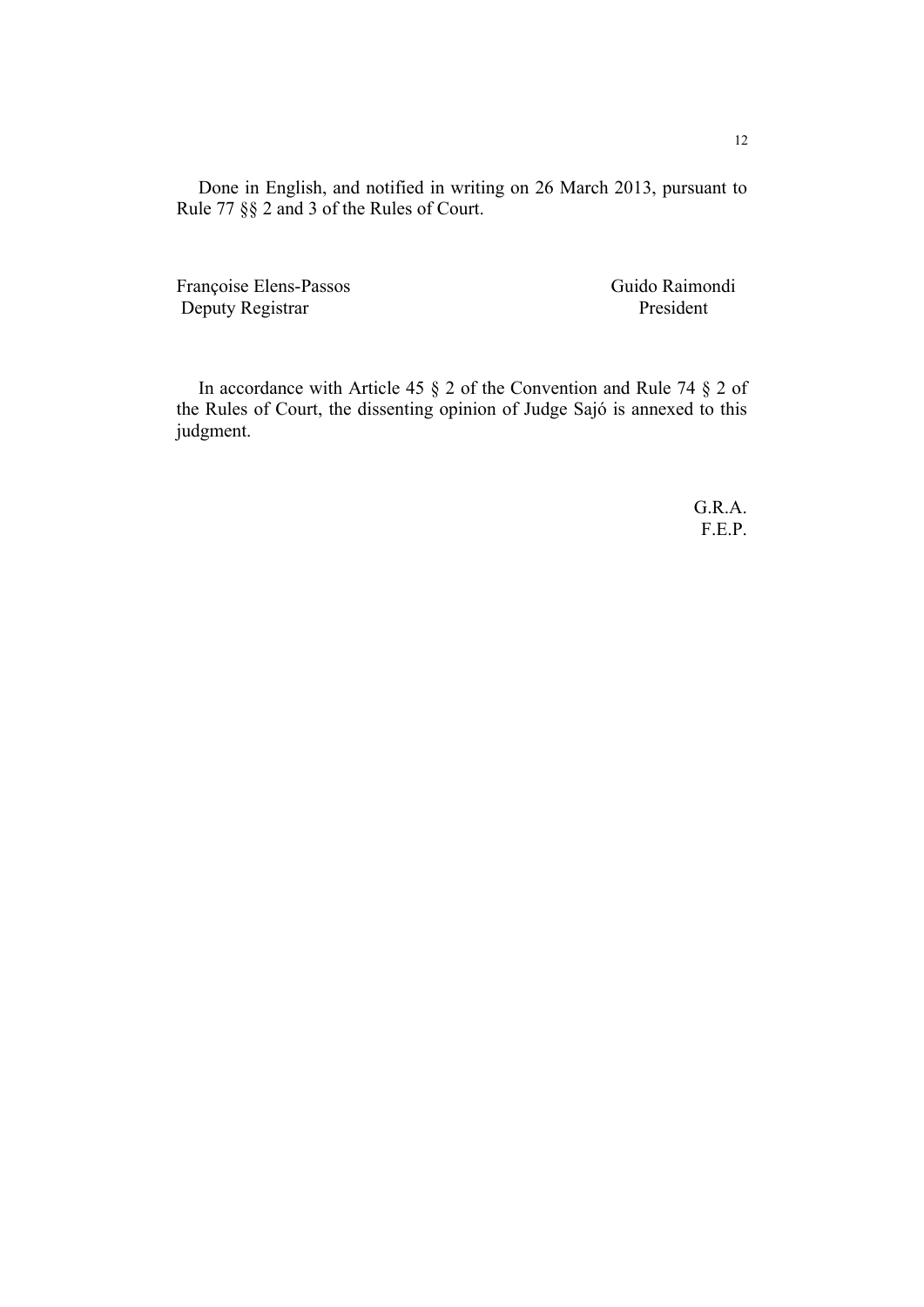Done in English, and notified in writing on 26 March 2013, pursuant to Rule 77 §§ 2 and 3 of the Rules of Court.

Françoise Elens-Passos Guido Raimondi
Deputy Registrar President

In accordance with Article 45 § 2 of the Convention and Rule 74 § 2 of the Rules of Court, the dissenting opinion of Judge Sajó is annexed to this judgment.

G.R.A.
F.E.P.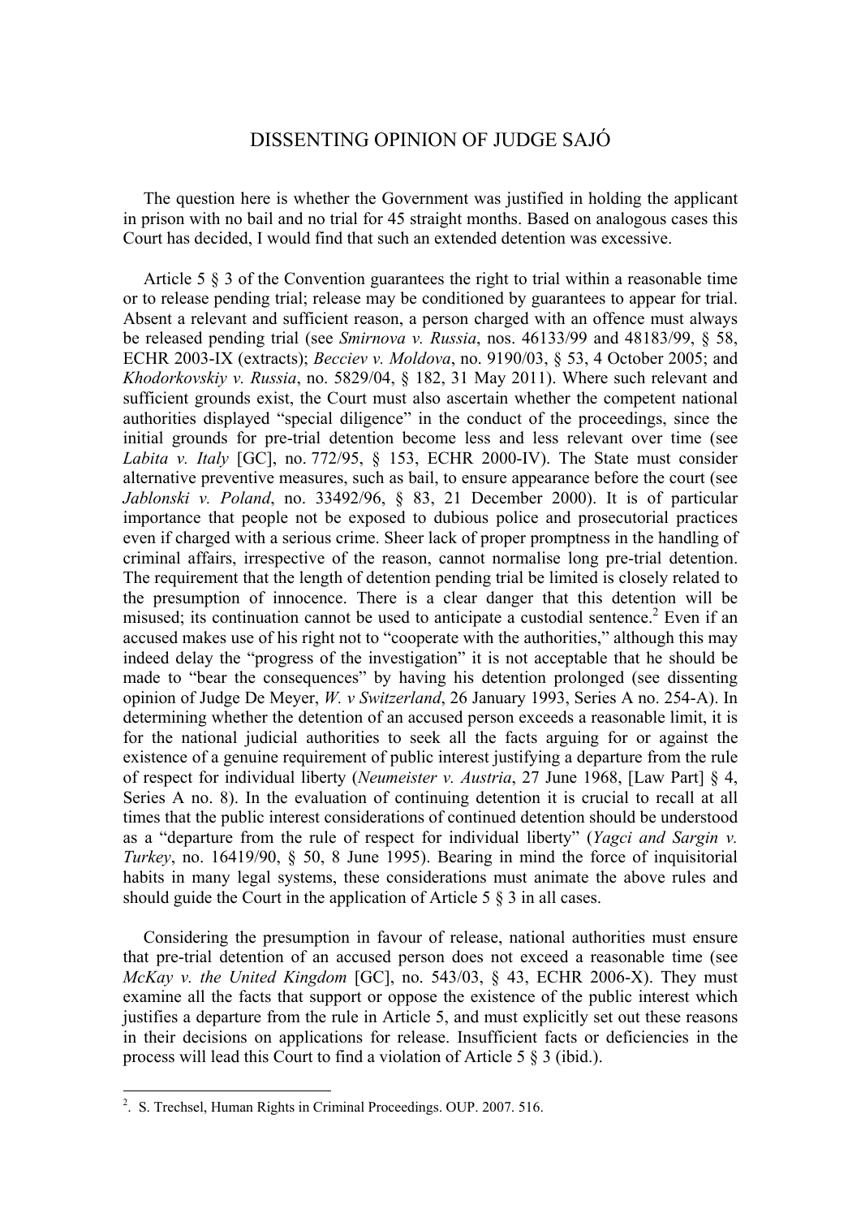# DISSENTING OPINION OF JUDGE SAJÓ

The question here is whether the Government was justified in holding the applicant in prison with no bail and no trial for 45 straight months. Based on analogous cases this Court has decided, I would find that such an extended detention was excessive.

Article 5 § 3 of the Convention guarantees the right to trial within a reasonable time or to release pending trial; release may be conditioned by guarantees to appear for trial. Absent a relevant and sufficient reason, a person charged with an offence must always be released pending trial (see *Smirnova v. Russia*, nos. 46133/99 and 48183/99, § 58, ECHR 2003-IX (extracts); *Becciev v. Moldova*, no. 9190/03, § 53, 4 October 2005; and *Khodorkovskiy v. Russia*, no. 5829/04, § 182, 31 May 2011). Where such relevant and sufficient grounds exist, the Court must also ascertain whether the competent national authorities displayed "special diligence" in the conduct of the proceedings, since the initial grounds for pre-trial detention become less and less relevant over time (see *Labita v. Italy* [GC], no. 772/95, § 153, ECHR 2000-IV). The State must consider alternative preventive measures, such as bail, to ensure appearance before the court (see *Jablonski v. Poland*, no. 33492/96, § 83, 21 December 2000). It is of particular importance that people not be exposed to dubious police and prosecutorial practices even if charged with a serious crime. Sheer lack of proper promptness in the handling of criminal affairs, irrespective of the reason, cannot normalise long pre-trial detention. The requirement that the length of detention pending trial be limited is closely related to the presumption of innocence. There is a clear danger that this detention will be misused; its continuation cannot be used to anticipate a custodial sentence.[2] Even if an accused makes use of his right not to "cooperate with the authorities," although this may indeed delay the "progress of the investigation" it is not acceptable that he should be made to "bear the consequences" by having his detention prolonged (see dissenting opinion of Judge De Meyer, *W. v Switzerland*, 26 January 1993, Series A no. 254-A). In determining whether the detention of an accused person exceeds a reasonable limit, it is for the national judicial authorities to seek all the facts arguing for or against the existence of a genuine requirement of public interest justifying a departure from the rule of respect for individual liberty (*Neumeister v. Austria*, 27 June 1968, [Law Part] § 4, Series A no. 8). In the evaluation of continuing detention it is crucial to recall at all times that the public interest considerations of continued detention should be understood as a "departure from the rule of respect for individual liberty" (*Yagci and Sargin v. Turkey*, no. 16419/90, § 50, 8 June 1995). Bearing in mind the force of inquisitorial habits in many legal systems, these considerations must animate the above rules and should guide the Court in the application of Article 5 § 3 in all cases.

Considering the presumption in favour of release, national authorities must ensure that pre-trial detention of an accused person does not exceed a reasonable time (see *McKay v. the United Kingdom* [GC], no. 543/03, § 43, ECHR 2006-X). They must examine all the facts that support or oppose the existence of the public interest which justifies a departure from the rule in Article 5, and must explicitly set out these reasons in their decisions on applications for release. Insufficient facts or deficiencies in the process will lead this Court to find a violation of Article 5 § 3 (ibid.).

---

[2]. S. Trechsel, Human Rights in Criminal Proceedings. OUP. 2007. 516.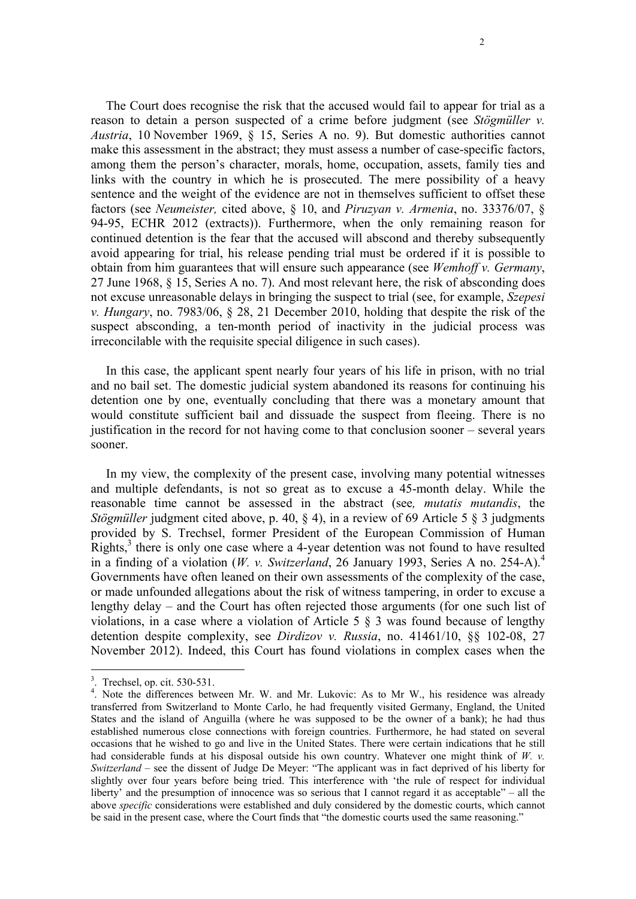The Court does recognise the risk that the accused would fail to appear for trial as a reason to detain a person suspected of a crime before judgment (see *Stögmüller v. Austria*, 10 November 1969, § 15, Series A no. 9). But domestic authorities cannot make this assessment in the abstract; they must assess a number of case-specific factors, among them the person's character, morals, home, occupation, assets, family ties and links with the country in which he is prosecuted. The mere possibility of a heavy sentence and the weight of the evidence are not in themselves sufficient to offset these factors (see *Neumeister,* cited above, § 10, and *Piruzyan v. Armenia*, no. 33376/07, § 94-95, ECHR 2012 (extracts)). Furthermore, when the only remaining reason for continued detention is the fear that the accused will abscond and thereby subsequently avoid appearing for trial, his release pending trial must be ordered if it is possible to obtain from him guarantees that will ensure such appearance (see *Wemhoff v. Germany*, 27 June 1968, § 15, Series A no. 7). And most relevant here, the risk of absconding does not excuse unreasonable delays in bringing the suspect to trial (see, for example, *Szepesi v. Hungary*, no. 7983/06, § 28, 21 December 2010, holding that despite the risk of the suspect absconding, a ten-month period of inactivity in the judicial process was irreconcilable with the requisite special diligence in such cases).

In this case, the applicant spent nearly four years of his life in prison, with no trial and no bail set. The domestic judicial system abandoned its reasons for continuing his detention one by one, eventually concluding that there was a monetary amount that would constitute sufficient bail and dissuade the suspect from fleeing. There is no justification in the record for not having come to that conclusion sooner – several years sooner.

In my view, the complexity of the present case, involving many potential witnesses and multiple defendants, is not so great as to excuse a 45-month delay. While the reasonable time cannot be assessed in the abstract (see*, mutatis mutandis*, the *Stögmüller* judgment cited above, p. 40, § 4), in a review of 69 Article 5 § 3 judgments provided by S. Trechsel, former President of the European Commission of Human Rights,[3] there is only one case where a 4-year detention was not found to have resulted in a finding of a violation (*W. v. Switzerland*, 26 January 1993, Series A no. 254-A).[4] Governments have often leaned on their own assessments of the complexity of the case, or made unfounded allegations about the risk of witness tampering, in order to excuse a lengthy delay – and the Court has often rejected those arguments (for one such list of violations, in a case where a violation of Article 5 § 3 was found because of lengthy detention despite complexity, see *Dirdizov v. Russia*, no. 41461/10, §§ 102-08, 27 November 2012). Indeed, this Court has found violations in complex cases when the

---

[3]. Trechsel, op. cit. 530-531.

[4]. Note the differences between Mr. W. and Mr. Lukovic: As to Mr W., his residence was already transferred from Switzerland to Monte Carlo, he had frequently visited Germany, England, the United States and the island of Anguilla (where he was supposed to be the owner of a bank); he had thus established numerous close connections with foreign countries. Furthermore, he had stated on several occasions that he wished to go and live in the United States. There were certain indications that he still had considerable funds at his disposal outside his own country. Whatever one might think of *W. v. Switzerland* – see the dissent of Judge De Meyer: "The applicant was in fact deprived of his liberty for slightly over four years before being tried. This interference with 'the rule of respect for individual liberty' and the presumption of innocence was so serious that I cannot regard it as acceptable" – all the above *specific* considerations were established and duly considered by the domestic courts, which cannot be said in the present case, where the Court finds that "the domestic courts used the same reasoning."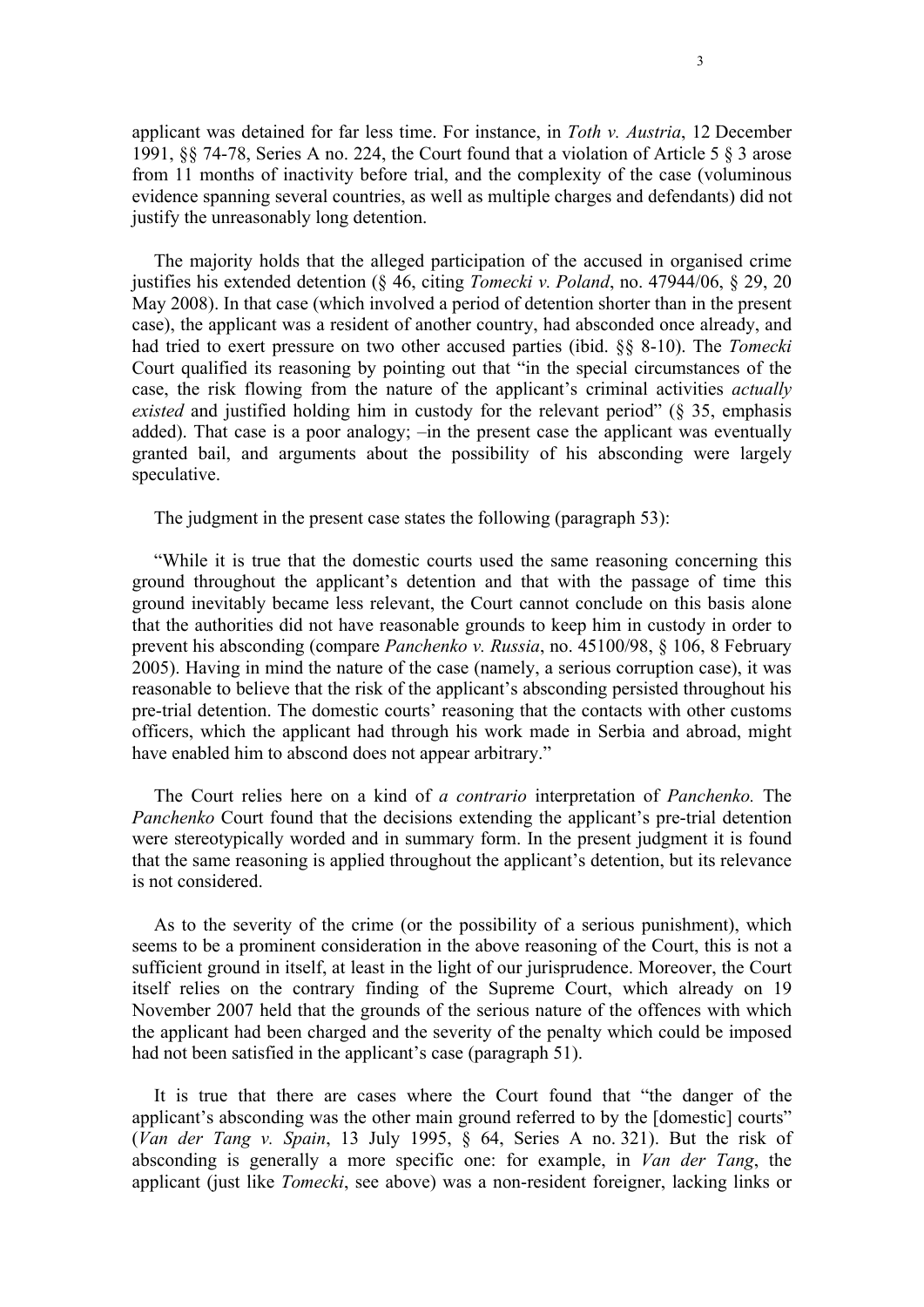applicant was detained for far less time. For instance, in *Toth v. Austria*, 12 December 1991, §§ 74-78, Series A no. 224, the Court found that a violation of Article 5 § 3 arose from 11 months of inactivity before trial, and the complexity of the case (voluminous evidence spanning several countries, as well as multiple charges and defendants) did not justify the unreasonably long detention.

The majority holds that the alleged participation of the accused in organised crime justifies his extended detention (§ 46, citing *Tomecki v. Poland*, no. 47944/06, § 29, 20 May 2008). In that case (which involved a period of detention shorter than in the present case), the applicant was a resident of another country, had absconded once already, and had tried to exert pressure on two other accused parties (ibid. §§ 8-10). The *Tomecki* Court qualified its reasoning by pointing out that "in the special circumstances of the case, the risk flowing from the nature of the applicant's criminal activities *actually existed* and justified holding him in custody for the relevant period" (§ 35, emphasis added). That case is a poor analogy; –in the present case the applicant was eventually granted bail, and arguments about the possibility of his absconding were largely speculative.

The judgment in the present case states the following (paragraph 53):

"While it is true that the domestic courts used the same reasoning concerning this ground throughout the applicant's detention and that with the passage of time this ground inevitably became less relevant, the Court cannot conclude on this basis alone that the authorities did not have reasonable grounds to keep him in custody in order to prevent his absconding (compare *Panchenko v. Russia*, no. 45100/98, § 106, 8 February 2005). Having in mind the nature of the case (namely, a serious corruption case), it was reasonable to believe that the risk of the applicant's absconding persisted throughout his pre-trial detention. The domestic courts' reasoning that the contacts with other customs officers, which the applicant had through his work made in Serbia and abroad, might have enabled him to abscond does not appear arbitrary."

The Court relies here on a kind of *a contrario* interpretation of *Panchenko.* The *Panchenko* Court found that the decisions extending the applicant's pre-trial detention were stereotypically worded and in summary form. In the present judgment it is found that the same reasoning is applied throughout the applicant's detention, but its relevance is not considered.

As to the severity of the crime (or the possibility of a serious punishment), which seems to be a prominent consideration in the above reasoning of the Court, this is not a sufficient ground in itself, at least in the light of our jurisprudence. Moreover, the Court itself relies on the contrary finding of the Supreme Court, which already on 19 November 2007 held that the grounds of the serious nature of the offences with which the applicant had been charged and the severity of the penalty which could be imposed had not been satisfied in the applicant's case (paragraph 51).

It is true that there are cases where the Court found that "the danger of the applicant's absconding was the other main ground referred to by the [domestic] courts" (*Van der Tang v. Spain*, 13 July 1995, § 64, Series A no. 321). But the risk of absconding is generally a more specific one: for example, in *Van der Tang*, the applicant (just like *Tomecki*, see above) was a non-resident foreigner, lacking links or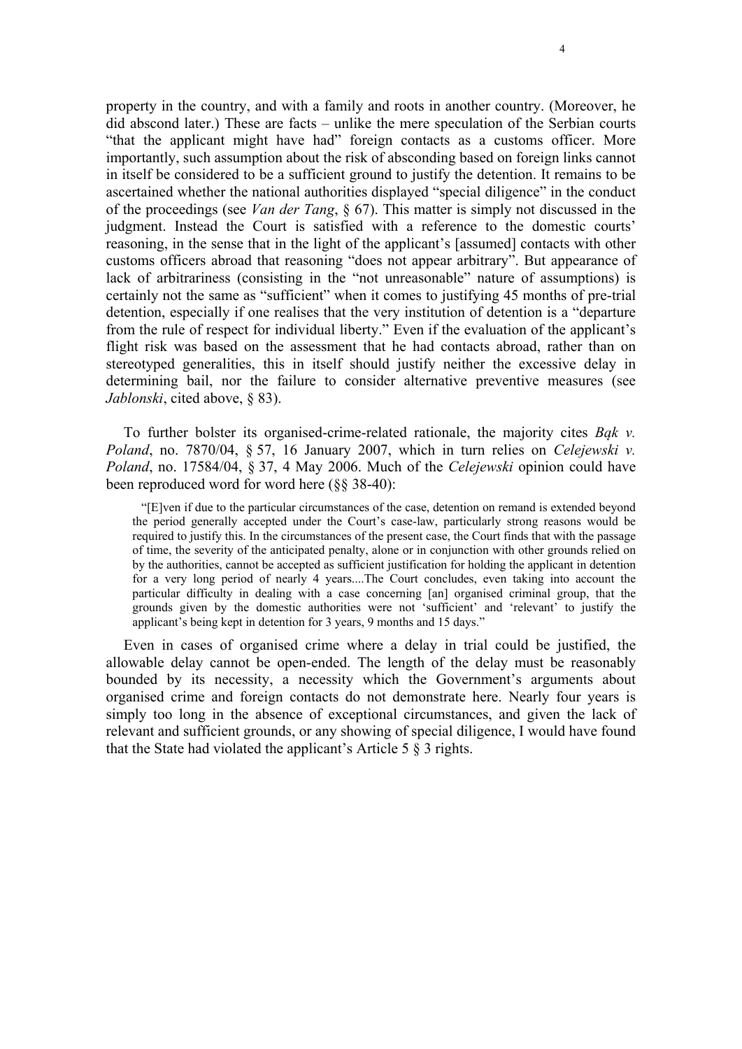property in the country, and with a family and roots in another country. (Moreover, he did abscond later.) These are facts – unlike the mere speculation of the Serbian courts "that the applicant might have had" foreign contacts as a customs officer. More importantly, such assumption about the risk of absconding based on foreign links cannot in itself be considered to be a sufficient ground to justify the detention. It remains to be ascertained whether the national authorities displayed "special diligence" in the conduct of the proceedings (see *Van der Tang*, § 67). This matter is simply not discussed in the judgment. Instead the Court is satisfied with a reference to the domestic courts' reasoning, in the sense that in the light of the applicant's [assumed] contacts with other customs officers abroad that reasoning "does not appear arbitrary". But appearance of lack of arbitrariness (consisting in the "not unreasonable" nature of assumptions) is certainly not the same as "sufficient" when it comes to justifying 45 months of pre-trial detention, especially if one realises that the very institution of detention is a "departure from the rule of respect for individual liberty." Even if the evaluation of the applicant's flight risk was based on the assessment that he had contacts abroad, rather than on stereotyped generalities, this in itself should justify neither the excessive delay in determining bail, nor the failure to consider alternative preventive measures (see *Jablonski*, cited above, § 83).

To further bolster its organised-crime-related rationale, the majority cites *Bąk v. Poland*, no. 7870/04, § 57, 16 January 2007, which in turn relies on *Celejewski v. Poland*, no. 17584/04, § 37, 4 May 2006. Much of the *Celejewski* opinion could have been reproduced word for word here (§§ 38-40):

> "[E]ven if due to the particular circumstances of the case, detention on remand is extended beyond the period generally accepted under the Court's case-law, particularly strong reasons would be required to justify this. In the circumstances of the present case, the Court finds that with the passage of time, the severity of the anticipated penalty, alone or in conjunction with other grounds relied on by the authorities, cannot be accepted as sufficient justification for holding the applicant in detention for a very long period of nearly 4 years....The Court concludes, even taking into account the particular difficulty in dealing with a case concerning [an] organised criminal group, that the grounds given by the domestic authorities were not 'sufficient' and 'relevant' to justify the applicant's being kept in detention for 3 years, 9 months and 15 days."

Even in cases of organised crime where a delay in trial could be justified, the allowable delay cannot be open-ended. The length of the delay must be reasonably bounded by its necessity, a necessity which the Government's arguments about organised crime and foreign contacts do not demonstrate here. Nearly four years is simply too long in the absence of exceptional circumstances, and given the lack of relevant and sufficient grounds, or any showing of special diligence, I would have found that the State had violated the applicant's Article 5 § 3 rights.